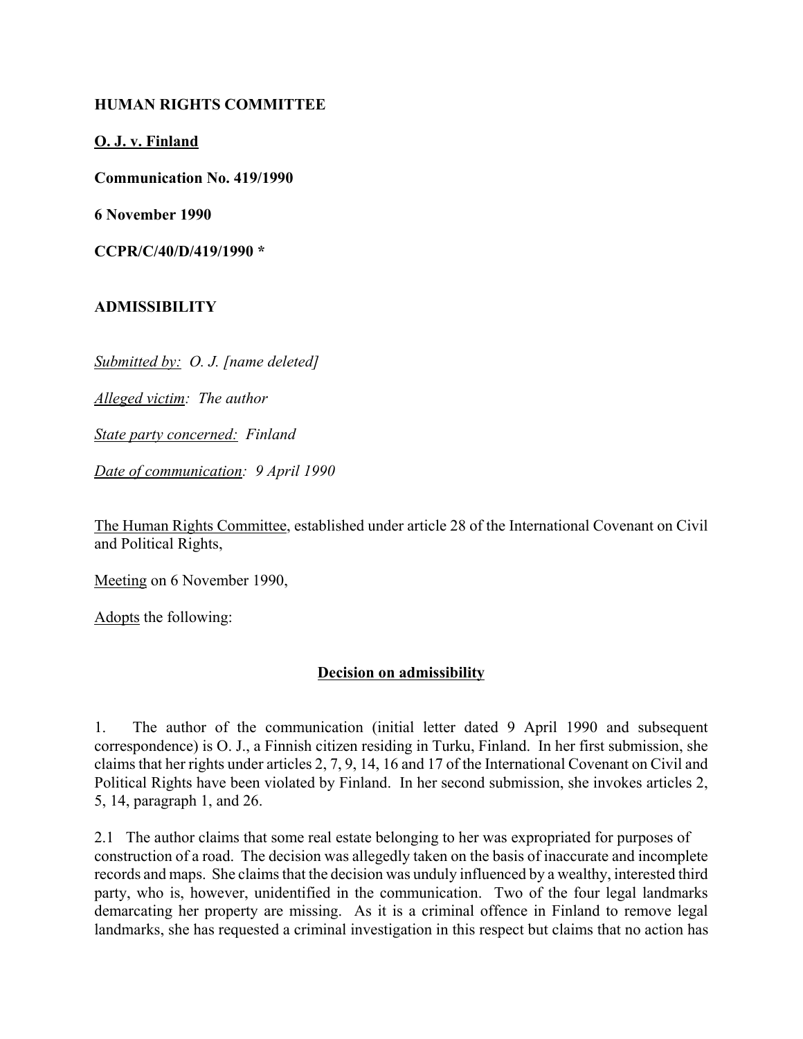**HUMAN RIGHTS COMMITTEE**

**O. J. v. Finland**

**Communication No. 419/1990**

**6 November 1990**

**CCPR/C/40/D/419/1990 ***

**ADMISSIBILITY**

*Submitted by: O. J. [name deleted]*

*Alleged victim: The author*

*State party concerned: Finland*

*Date of communication: 9 April 1990*

The Human Rights Committee, established under article 28 of the International Covenant on Civil and Political Rights,

Meeting on 6 November 1990,

Adopts the following:

## Decision on admissibility

1. The author of the communication (initial letter dated 9 April 1990 and subsequent correspondence) is O. J., a Finnish citizen residing in Turku, Finland. In her first submission, she claims that her rights under articles 2, 7, 9, 14, 16 and 17 of the International Covenant on Civil and Political Rights have been violated by Finland. In her second submission, she invokes articles 2, 5, 14, paragraph 1, and 26.

2.1 The author claims that some real estate belonging to her was expropriated for purposes of construction of a road. The decision was allegedly taken on the basis of inaccurate and incomplete records and maps. She claims that the decision was unduly influenced by a wealthy, interested third party, who is, however, unidentified in the communication. Two of the four legal landmarks demarcating her property are missing. As it is a criminal offence in Finland to remove legal landmarks, she has requested a criminal investigation in this respect but claims that no action has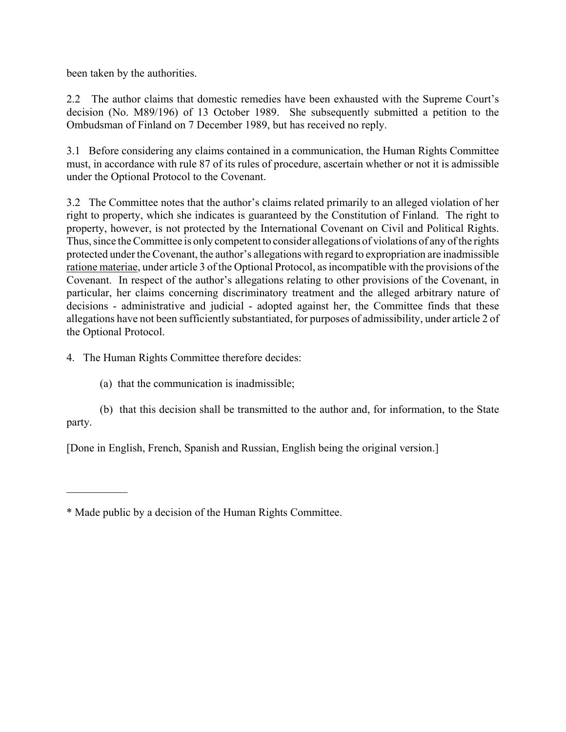been taken by the authorities.

2.2 The author claims that domestic remedies have been exhausted with the Supreme Court's decision (No. M89/196) of 13 October 1989. She subsequently submitted a petition to the Ombudsman of Finland on 7 December 1989, but has received no reply.

3.1 Before considering any claims contained in a communication, the Human Rights Committee must, in accordance with rule 87 of its rules of procedure, ascertain whether or not it is admissible under the Optional Protocol to the Covenant.

3.2 The Committee notes that the author's claims related primarily to an alleged violation of her right to property, which she indicates is guaranteed by the Constitution of Finland. The right to property, however, is not protected by the International Covenant on Civil and Political Rights. Thus, since the Committee is only competent to consider allegations of violations of any of the rights protected under the Covenant, the author's allegations with regard to expropriation are inadmissible ratione materiae, under article 3 of the Optional Protocol, as incompatible with the provisions of the Covenant. In respect of the author's allegations relating to other provisions of the Covenant, in particular, her claims concerning discriminatory treatment and the alleged arbitrary nature of decisions - administrative and judicial - adopted against her, the Committee finds that these allegations have not been sufficiently substantiated, for purposes of admissibility, under article 2 of the Optional Protocol.

4. The Human Rights Committee therefore decides:

(a) that the communication is inadmissible;

(b) that this decision shall be transmitted to the author and, for information, to the State party.

[Done in English, French, Spanish and Russian, English being the original version.]

___________

* Made public by a decision of the Human Rights Committee.